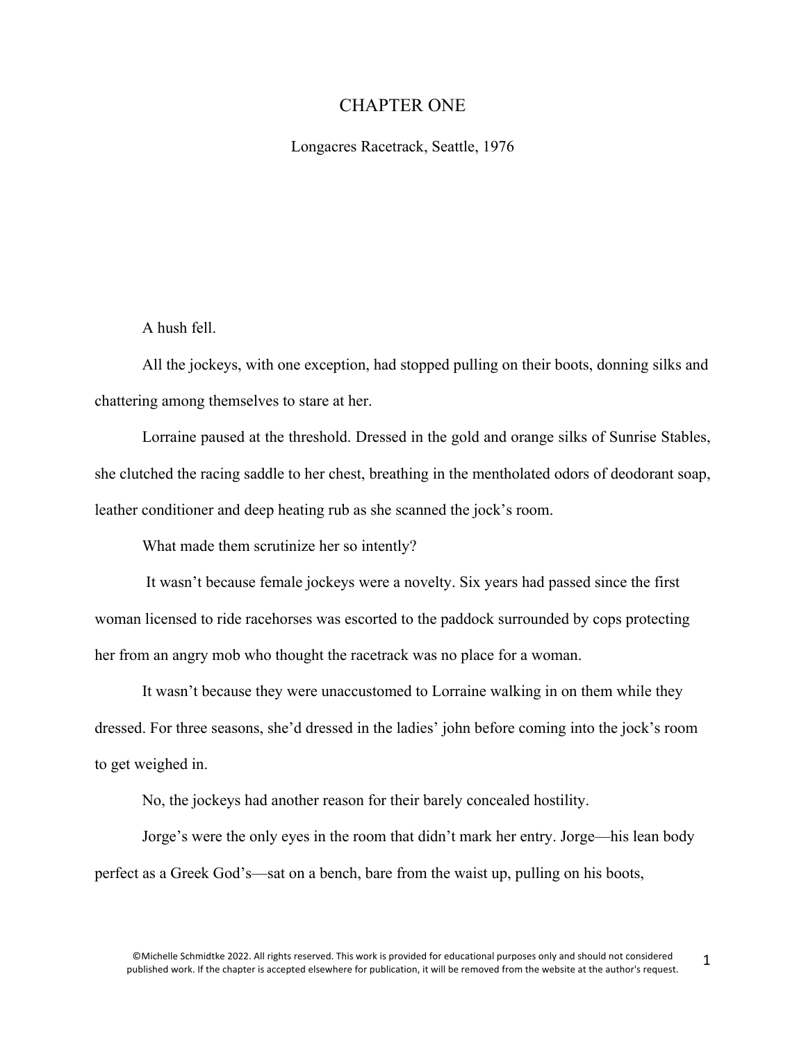# CHAPTER ONE

Longacres Racetrack, Seattle, 1976

A hush fell.

All the jockeys, with one exception, had stopped pulling on their boots, donning silks and chattering among themselves to stare at her.

Lorraine paused at the threshold. Dressed in the gold and orange silks of Sunrise Stables, she clutched the racing saddle to her chest, breathing in the mentholated odors of deodorant soap, leather conditioner and deep heating rub as she scanned the jock's room.

What made them scrutinize her so intently?

It wasn't because female jockeys were a novelty. Six years had passed since the first woman licensed to ride racehorses was escorted to the paddock surrounded by cops protecting her from an angry mob who thought the racetrack was no place for a woman.

It wasn't because they were unaccustomed to Lorraine walking in on them while they dressed. For three seasons, she'd dressed in the ladies' john before coming into the jock's room to get weighed in.

No, the jockeys had another reason for their barely concealed hostility.

Jorge's were the only eyes in the room that didn't mark her entry. Jorge—his lean body perfect as a Greek God's—sat on a bench, bare from the waist up, pulling on his boots,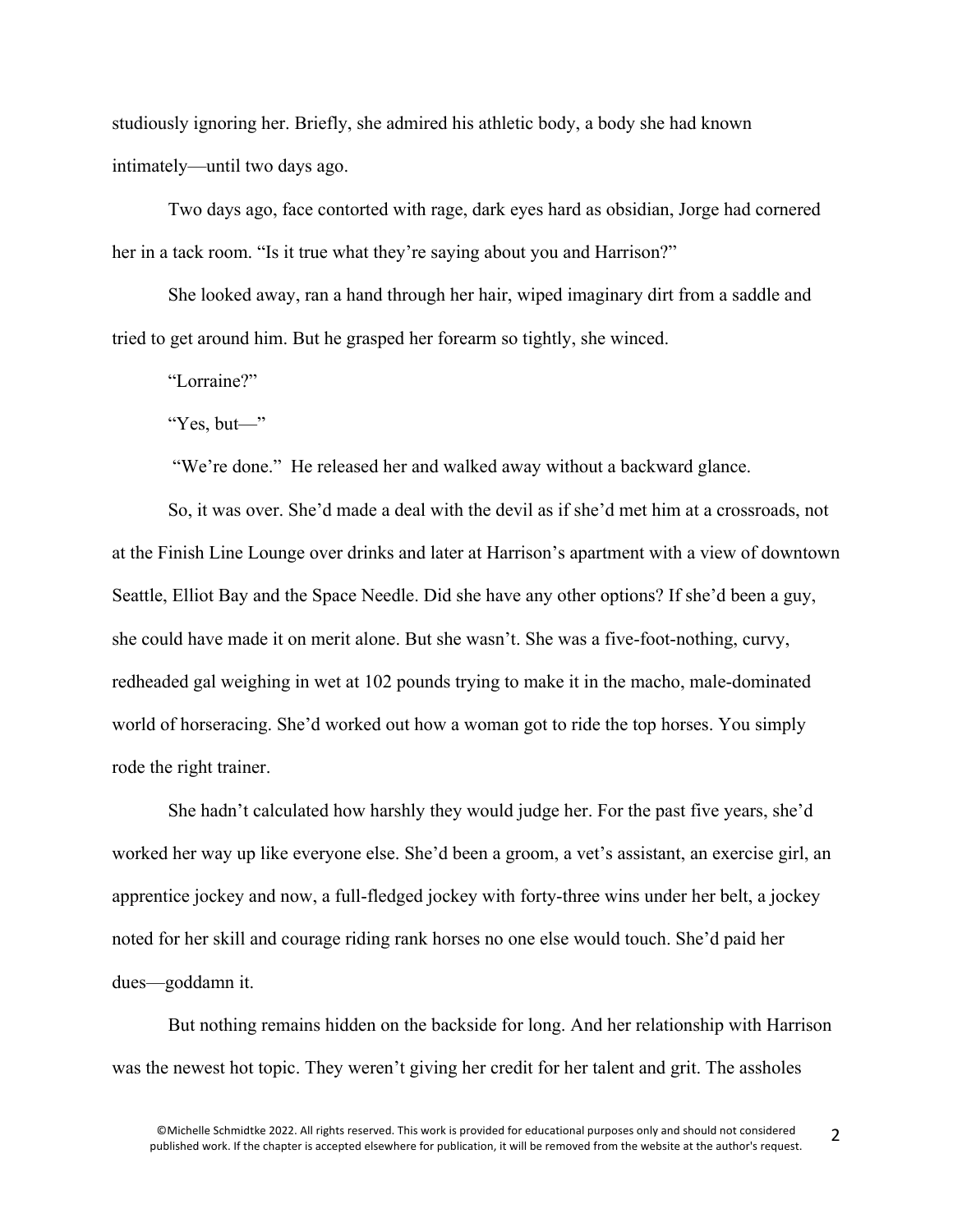studiously ignoring her. Briefly, she admired his athletic body, a body she had known intimately—until two days ago.

Two days ago, face contorted with rage, dark eyes hard as obsidian, Jorge had cornered her in a tack room. "Is it true what they're saying about you and Harrison?"

She looked away, ran a hand through her hair, wiped imaginary dirt from a saddle and tried to get around him. But he grasped her forearm so tightly, she winced.

"Lorraine?"

"Yes, but—"

"We're done." He released her and walked away without a backward glance.

So, it was over. She'd made a deal with the devil as if she'd met him at a crossroads, not at the Finish Line Lounge over drinks and later at Harrison's apartment with a view of downtown Seattle, Elliot Bay and the Space Needle. Did she have any other options? If she'd been a guy, she could have made it on merit alone. But she wasn't. She was a five-foot-nothing, curvy, redheaded gal weighing in wet at 102 pounds trying to make it in the macho, male-dominated world of horseracing. She'd worked out how a woman got to ride the top horses. You simply rode the right trainer.

She hadn't calculated how harshly they would judge her. For the past five years, she'd worked her way up like everyone else. She'd been a groom, a vet's assistant, an exercise girl, an apprentice jockey and now, a full-fledged jockey with forty-three wins under her belt, a jockey noted for her skill and courage riding rank horses no one else would touch. She'd paid her dues—goddamn it.

But nothing remains hidden on the backside for long. And her relationship with Harrison was the newest hot topic. They weren't giving her credit for her talent and grit. The assholes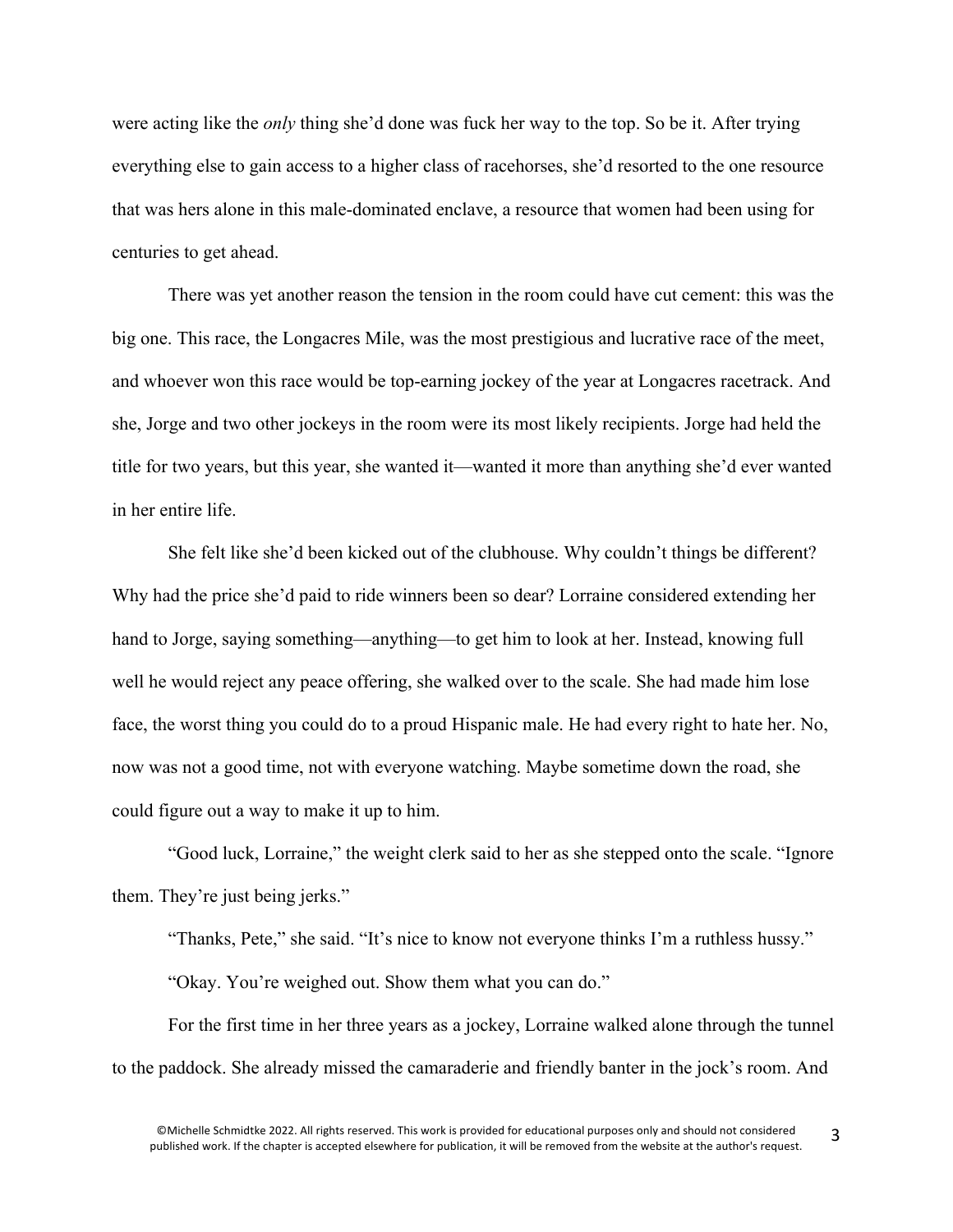were acting like the *only* thing she'd done was fuck her way to the top. So be it. After trying everything else to gain access to a higher class of racehorses, she'd resorted to the one resource that was hers alone in this male-dominated enclave, a resource that women had been using for centuries to get ahead.

There was yet another reason the tension in the room could have cut cement: this was the big one. This race, the Longacres Mile, was the most prestigious and lucrative race of the meet, and whoever won this race would be top-earning jockey of the year at Longacres racetrack. And she, Jorge and two other jockeys in the room were its most likely recipients. Jorge had held the title for two years, but this year, she wanted it—wanted it more than anything she'd ever wanted in her entire life.

She felt like she'd been kicked out of the clubhouse. Why couldn't things be different? Why had the price she'd paid to ride winners been so dear? Lorraine considered extending her hand to Jorge, saying something—anything—to get him to look at her. Instead, knowing full well he would reject any peace offering, she walked over to the scale. She had made him lose face, the worst thing you could do to a proud Hispanic male. He had every right to hate her. No, now was not a good time, not with everyone watching. Maybe sometime down the road, she could figure out a way to make it up to him.

"Good luck, Lorraine," the weight clerk said to her as she stepped onto the scale. "Ignore them. They're just being jerks."

"Thanks, Pete," she said. "It's nice to know not everyone thinks I'm a ruthless hussy."

"Okay. You're weighed out. Show them what you can do."

For the first time in her three years as a jockey, Lorraine walked alone through the tunnel to the paddock. She already missed the camaraderie and friendly banter in the jock's room. And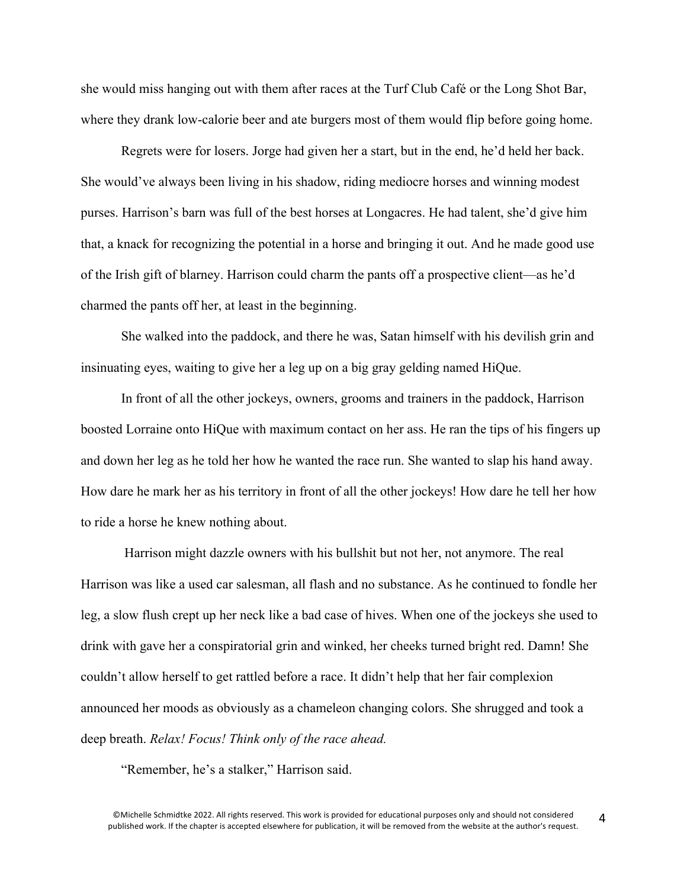she would miss hanging out with them after races at the Turf Club Café or the Long Shot Bar, where they drank low-calorie beer and ate burgers most of them would flip before going home.

Regrets were for losers. Jorge had given her a start, but in the end, he'd held her back. She would've always been living in his shadow, riding mediocre horses and winning modest purses. Harrison's barn was full of the best horses at Longacres. He had talent, she'd give him that, a knack for recognizing the potential in a horse and bringing it out. And he made good use of the Irish gift of blarney. Harrison could charm the pants off a prospective client—as he'd charmed the pants off her, at least in the beginning.

She walked into the paddock, and there he was, Satan himself with his devilish grin and insinuating eyes, waiting to give her a leg up on a big gray gelding named HiQue.

In front of all the other jockeys, owners, grooms and trainers in the paddock, Harrison boosted Lorraine onto HiQue with maximum contact on her ass. He ran the tips of his fingers up and down her leg as he told her how he wanted the race run. She wanted to slap his hand away. How dare he mark her as his territory in front of all the other jockeys! How dare he tell her how to ride a horse he knew nothing about.

Harrison might dazzle owners with his bullshit but not her, not anymore. The real Harrison was like a used car salesman, all flash and no substance. As he continued to fondle her leg, a slow flush crept up her neck like a bad case of hives. When one of the jockeys she used to drink with gave her a conspiratorial grin and winked, her cheeks turned bright red. Damn! She couldn't allow herself to get rattled before a race. It didn't help that her fair complexion announced her moods as obviously as a chameleon changing colors. She shrugged and took a deep breath. *Relax! Focus! Think only of the race ahead.*

"Remember, he's a stalker," Harrison said.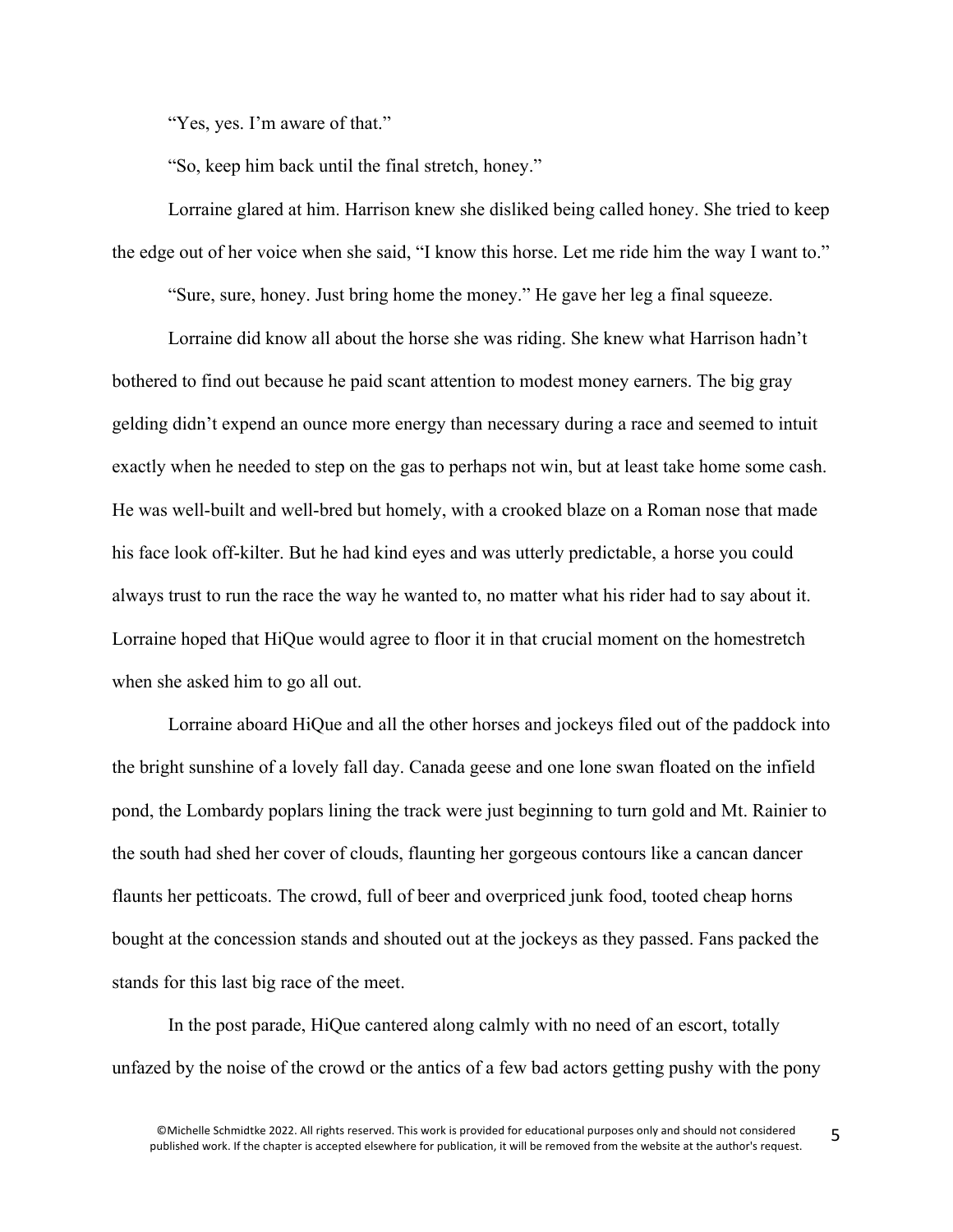"Yes, yes. I'm aware of that."

"So, keep him back until the final stretch, honey."

Lorraine glared at him. Harrison knew she disliked being called honey. She tried to keep the edge out of her voice when she said, "I know this horse. Let me ride him the way I want to."

"Sure, sure, honey. Just bring home the money." He gave her leg a final squeeze.

Lorraine did know all about the horse she was riding. She knew what Harrison hadn't bothered to find out because he paid scant attention to modest money earners. The big gray gelding didn't expend an ounce more energy than necessary during a race and seemed to intuit exactly when he needed to step on the gas to perhaps not win, but at least take home some cash. He was well-built and well-bred but homely, with a crooked blaze on a Roman nose that made his face look off-kilter. But he had kind eyes and was utterly predictable, a horse you could always trust to run the race the way he wanted to, no matter what his rider had to say about it. Lorraine hoped that HiQue would agree to floor it in that crucial moment on the homestretch when she asked him to go all out.

Lorraine aboard HiQue and all the other horses and jockeys filed out of the paddock into the bright sunshine of a lovely fall day. Canada geese and one lone swan floated on the infield pond, the Lombardy poplars lining the track were just beginning to turn gold and Mt. Rainier to the south had shed her cover of clouds, flaunting her gorgeous contours like a cancan dancer flaunts her petticoats. The crowd, full of beer and overpriced junk food, tooted cheap horns bought at the concession stands and shouted out at the jockeys as they passed. Fans packed the stands for this last big race of the meet.

In the post parade, HiQue cantered along calmly with no need of an escort, totally unfazed by the noise of the crowd or the antics of a few bad actors getting pushy with the pony

©Michelle Schmidtke 2022. All rights reserved. This work is provided for educational purposes only and should not considered published work. If the chapter is accepted elsewhere for publication, it will be removed from the website at the author's request.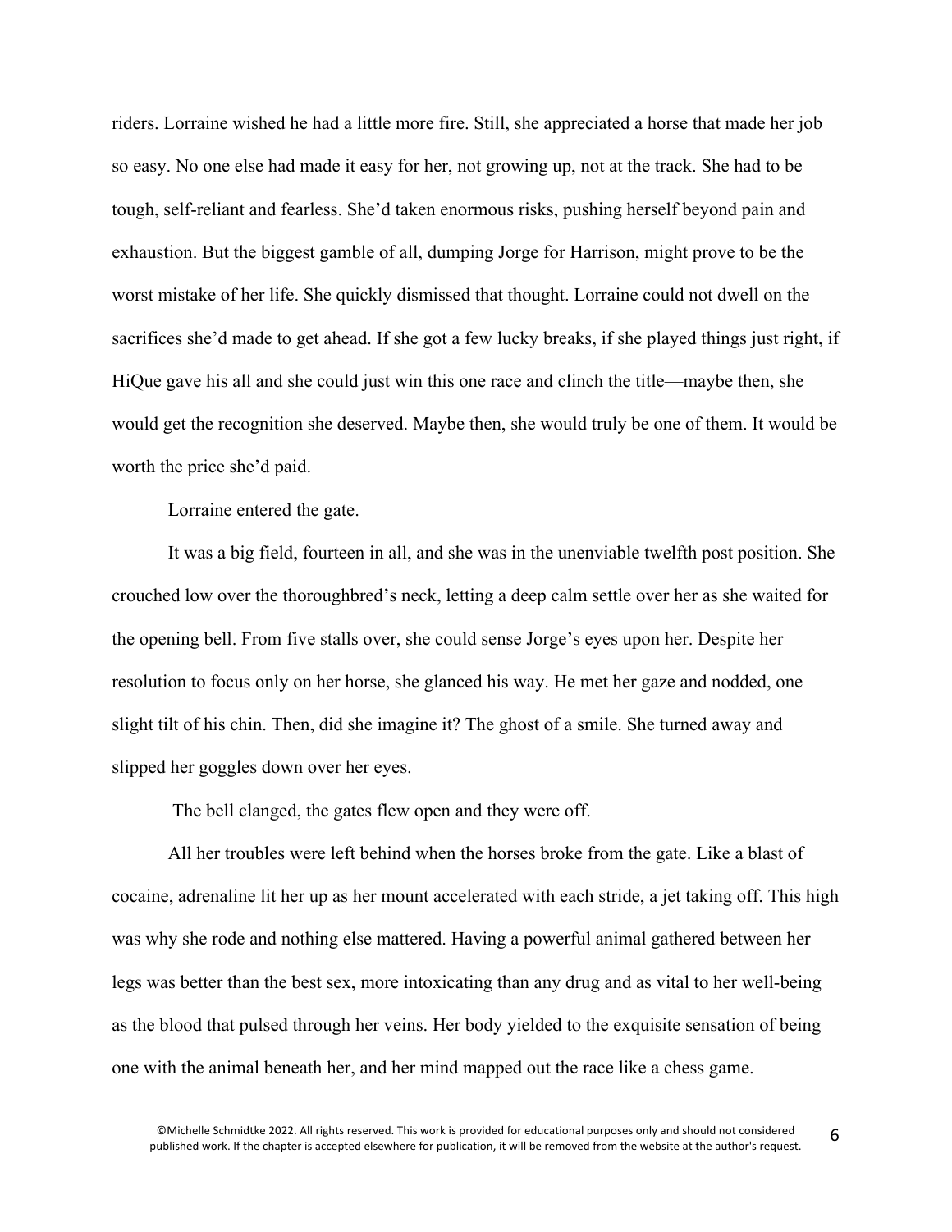riders. Lorraine wished he had a little more fire. Still, she appreciated a horse that made her job so easy. No one else had made it easy for her, not growing up, not at the track. She had to be tough, self-reliant and fearless. She'd taken enormous risks, pushing herself beyond pain and exhaustion. But the biggest gamble of all, dumping Jorge for Harrison, might prove to be the worst mistake of her life. She quickly dismissed that thought. Lorraine could not dwell on the sacrifices she'd made to get ahead. If she got a few lucky breaks, if she played things just right, if HiQue gave his all and she could just win this one race and clinch the title—maybe then, she would get the recognition she deserved. Maybe then, she would truly be one of them. It would be worth the price she'd paid.

Lorraine entered the gate.

It was a big field, fourteen in all, and she was in the unenviable twelfth post position. She crouched low over the thoroughbred's neck, letting a deep calm settle over her as she waited for the opening bell. From five stalls over, she could sense Jorge's eyes upon her. Despite her resolution to focus only on her horse, she glanced his way. He met her gaze and nodded, one slight tilt of his chin. Then, did she imagine it? The ghost of a smile. She turned away and slipped her goggles down over her eyes.

The bell clanged, the gates flew open and they were off.

All her troubles were left behind when the horses broke from the gate. Like a blast of cocaine, adrenaline lit her up as her mount accelerated with each stride, a jet taking off. This high was why she rode and nothing else mattered. Having a powerful animal gathered between her legs was better than the best sex, more intoxicating than any drug and as vital to her well-being as the blood that pulsed through her veins. Her body yielded to the exquisite sensation of being one with the animal beneath her, and her mind mapped out the race like a chess game.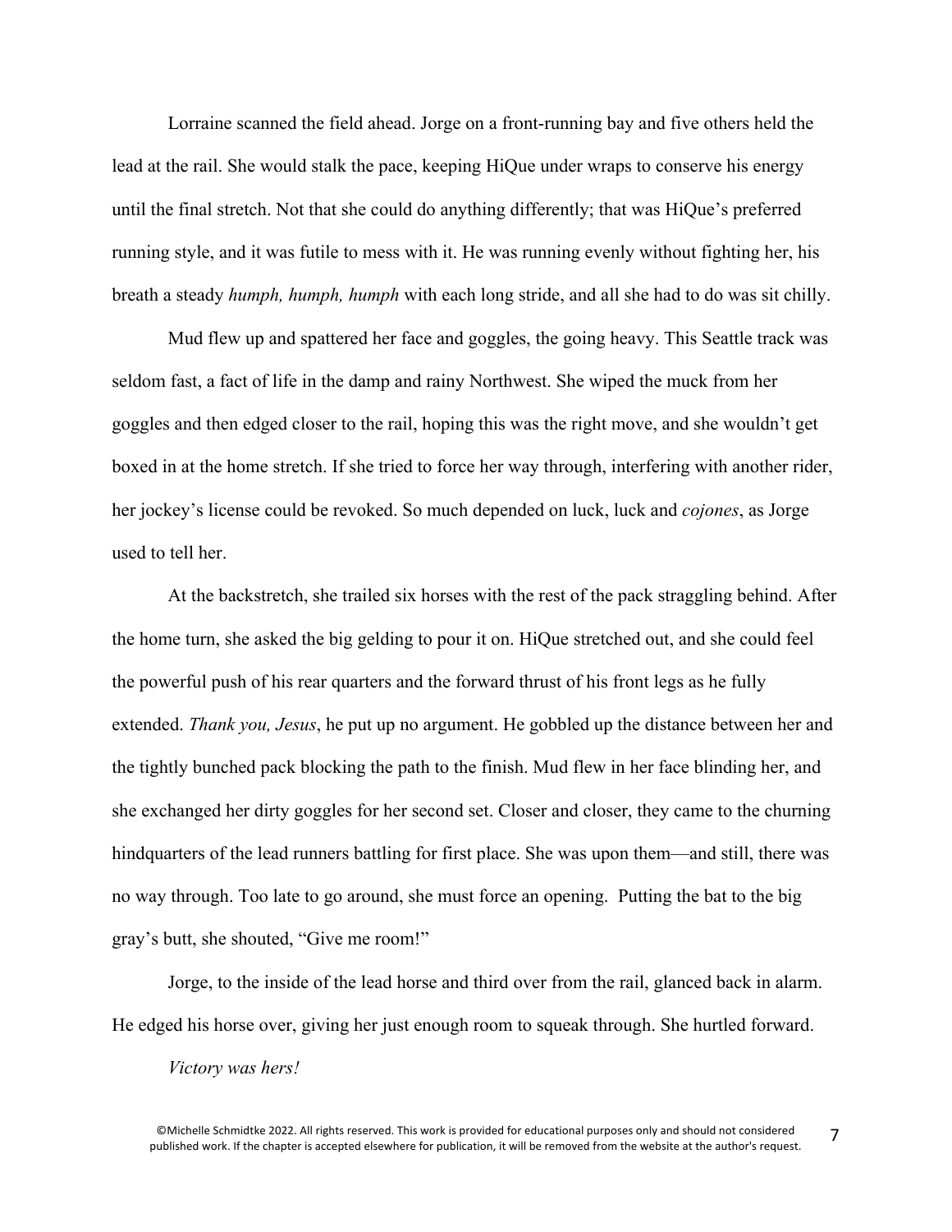Lorraine scanned the field ahead. Jorge on a front-running bay and five others held the lead at the rail. She would stalk the pace, keeping HiQue under wraps to conserve his energy until the final stretch. Not that she could do anything differently; that was HiQue's preferred running style, and it was futile to mess with it. He was running evenly without fighting her, his breath a steady *humph, humph, humph* with each long stride, and all she had to do was sit chilly.

Mud flew up and spattered her face and goggles, the going heavy. This Seattle track was seldom fast, a fact of life in the damp and rainy Northwest. She wiped the muck from her goggles and then edged closer to the rail, hoping this was the right move, and she wouldn't get boxed in at the home stretch. If she tried to force her way through, interfering with another rider, her jockey's license could be revoked. So much depended on luck, luck and *cojones*, as Jorge used to tell her.

At the backstretch, she trailed six horses with the rest of the pack straggling behind. After the home turn, she asked the big gelding to pour it on. HiQue stretched out, and she could feel the powerful push of his rear quarters and the forward thrust of his front legs as he fully extended. *Thank you, Jesus*, he put up no argument. He gobbled up the distance between her and the tightly bunched pack blocking the path to the finish. Mud flew in her face blinding her, and she exchanged her dirty goggles for her second set. Closer and closer, they came to the churning hindquarters of the lead runners battling for first place. She was upon them—and still, there was no way through. Too late to go around, she must force an opening. Putting the bat to the big gray's butt, she shouted, "Give me room!"

Jorge, to the inside of the lead horse and third over from the rail, glanced back in alarm. He edged his horse over, giving her just enough room to squeak through. She hurtled forward.

*Victory was hers!*

©Michelle Schmidtke 2022. All rights reserved. This work is provided for educational purposes only and should not considered published work. If the chapter is accepted elsewhere for publication, it will be removed from the website at the author's request.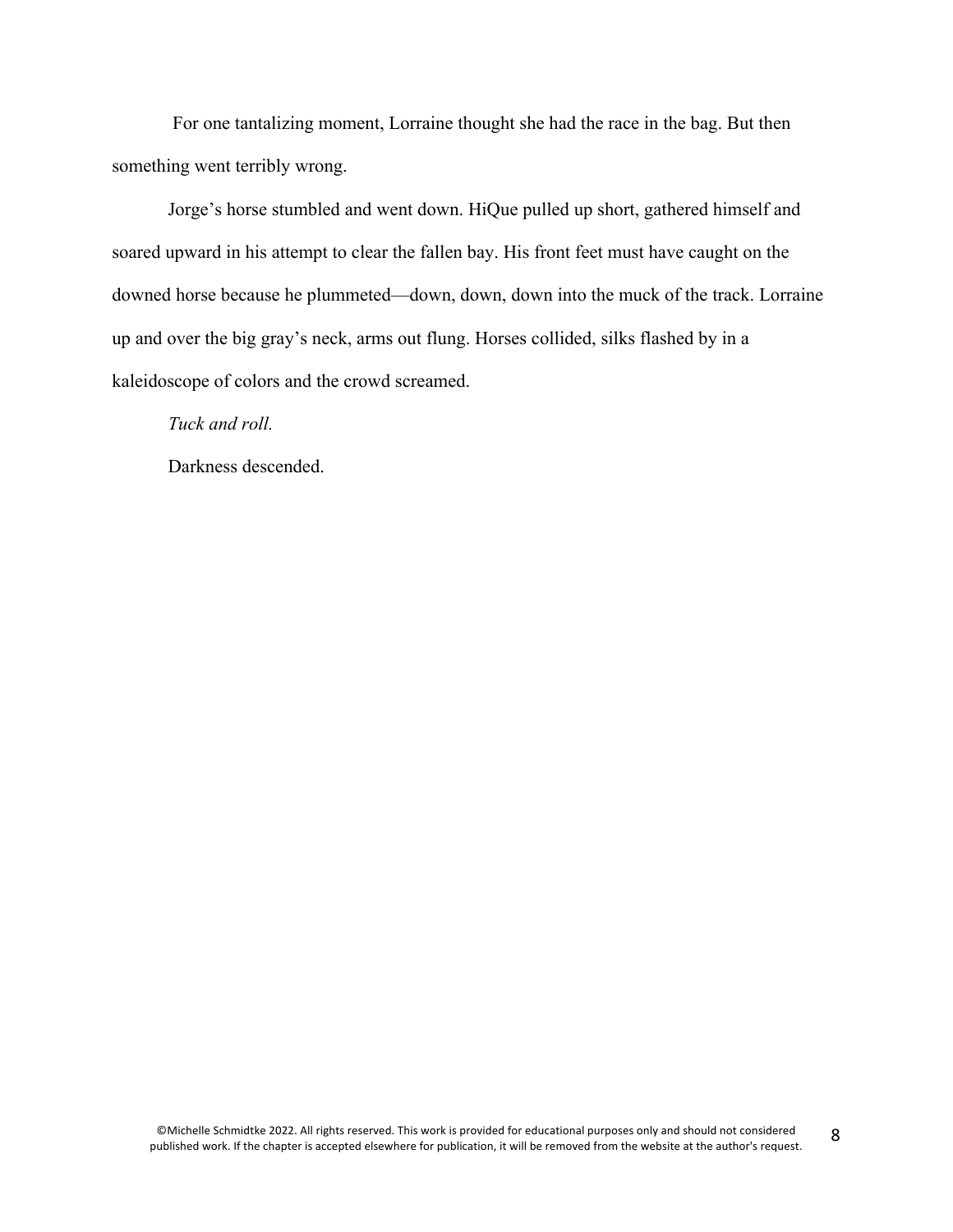For one tantalizing moment, Lorraine thought she had the race in the bag. But then something went terribly wrong.

Jorge's horse stumbled and went down. HiQue pulled up short, gathered himself and soared upward in his attempt to clear the fallen bay. His front feet must have caught on the downed horse because he plummeted—down, down, down into the muck of the track. Lorraine up and over the big gray's neck, arms out flung. Horses collided, silks flashed by in a kaleidoscope of colors and the crowd screamed.

*Tuck and roll.*

Darkness descended.